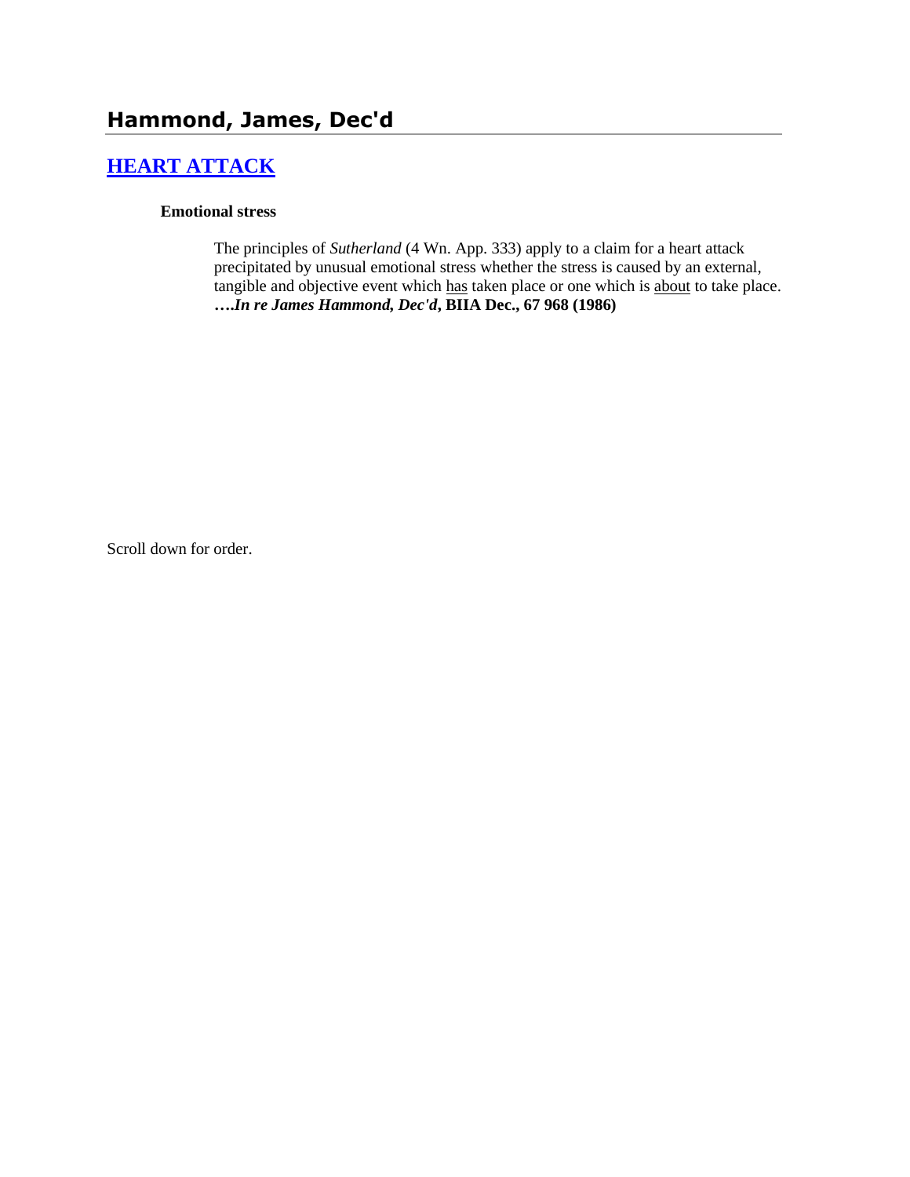# Hammond, James, Dec'd

## HEART ATTACK

### Emotional stress

The principles of *Sutherland* (4 Wn. App. 333) apply to a claim for a heart attack precipitated by unusual emotional stress whether the stress is caused by an external, tangible and objective event which has taken place or one which is about to take place. ***….In re James Hammond, Dec'd*, BIIA Dec., 67 968 (1986)**

Scroll down for order.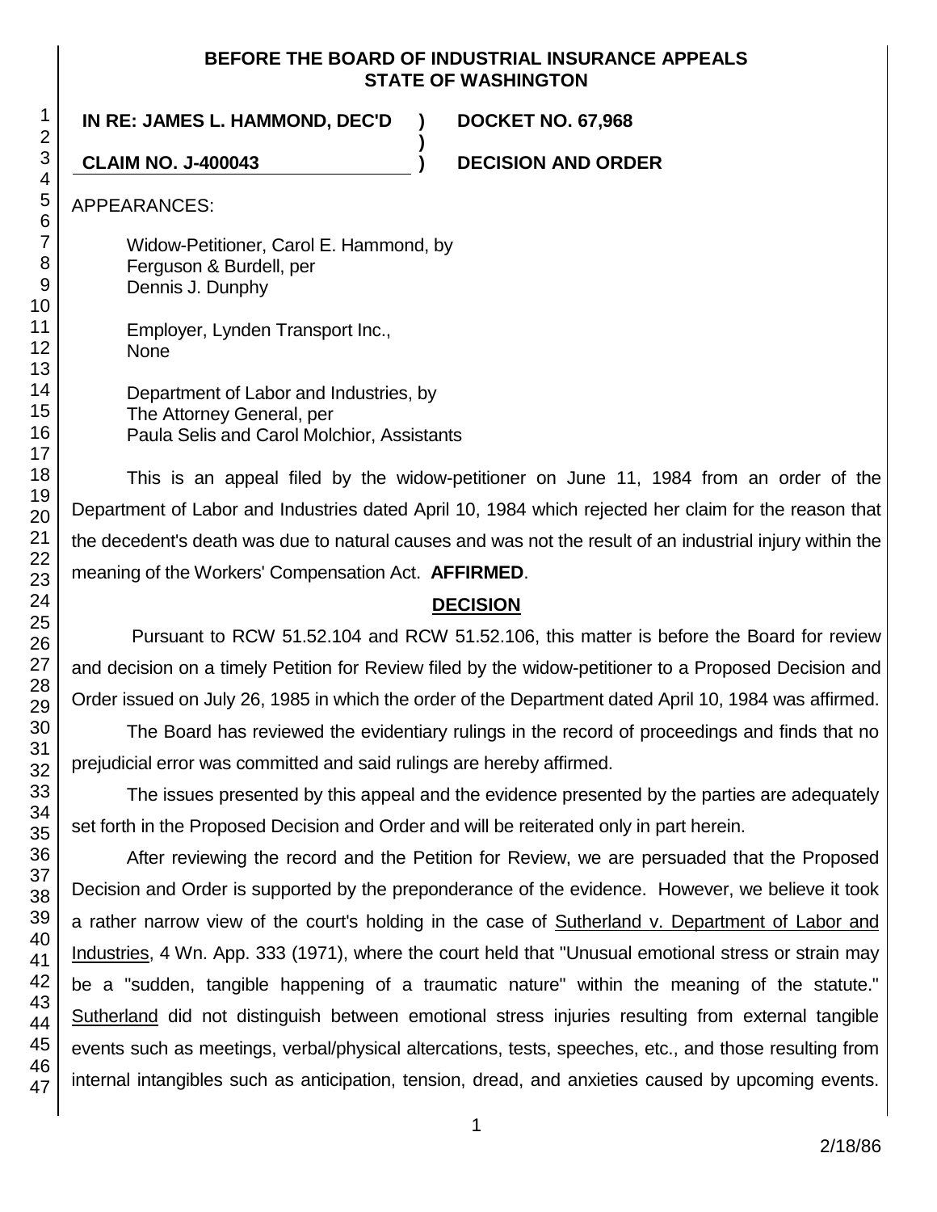**BEFORE THE BOARD OF INDUSTRIAL INSURANCE APPEALS
STATE OF WASHINGTON**

**IN RE: JAMES L. HAMMOND, DEC'D ) DOCKET NO. 67,968**
**)**
**CLAIM NO. J-400043 ) DECISION AND ORDER**

APPEARANCES:

Widow-Petitioner, Carol E. Hammond, by
Ferguson & Burdell, per
Dennis J. Dunphy

Employer, Lynden Transport Inc.,
None

Department of Labor and Industries, by
The Attorney General, per
Paula Selis and Carol Molchior, Assistants

This is an appeal filed by the widow-petitioner on June 11, 1984 from an order of the Department of Labor and Industries dated April 10, 1984 which rejected her claim for the reason that the decedent's death was due to natural causes and was not the result of an industrial injury within the meaning of the Workers' Compensation Act. **AFFIRMED**.

## DECISION

Pursuant to RCW 51.52.104 and RCW 51.52.106, this matter is before the Board for review and decision on a timely Petition for Review filed by the widow-petitioner to a Proposed Decision and Order issued on July 26, 1985 in which the order of the Department dated April 10, 1984 was affirmed.

The Board has reviewed the evidentiary rulings in the record of proceedings and finds that no prejudicial error was committed and said rulings are hereby affirmed.

The issues presented by this appeal and the evidence presented by the parties are adequately set forth in the Proposed Decision and Order and will be reiterated only in part herein.

After reviewing the record and the Petition for Review, we are persuaded that the Proposed Decision and Order is supported by the preponderance of the evidence. However, we believe it took a rather narrow view of the court's holding in the case of Sutherland v. Department of Labor and Industries, 4 Wn. App. 333 (1971), where the court held that "Unusual emotional stress or strain may be a "sudden, tangible happening of a traumatic nature" within the meaning of the statute." Sutherland did not distinguish between emotional stress injuries resulting from external tangible events such as meetings, verbal/physical altercations, tests, speeches, etc., and those resulting from internal intangibles such as anticipation, tension, dread, and anxieties caused by upcoming events.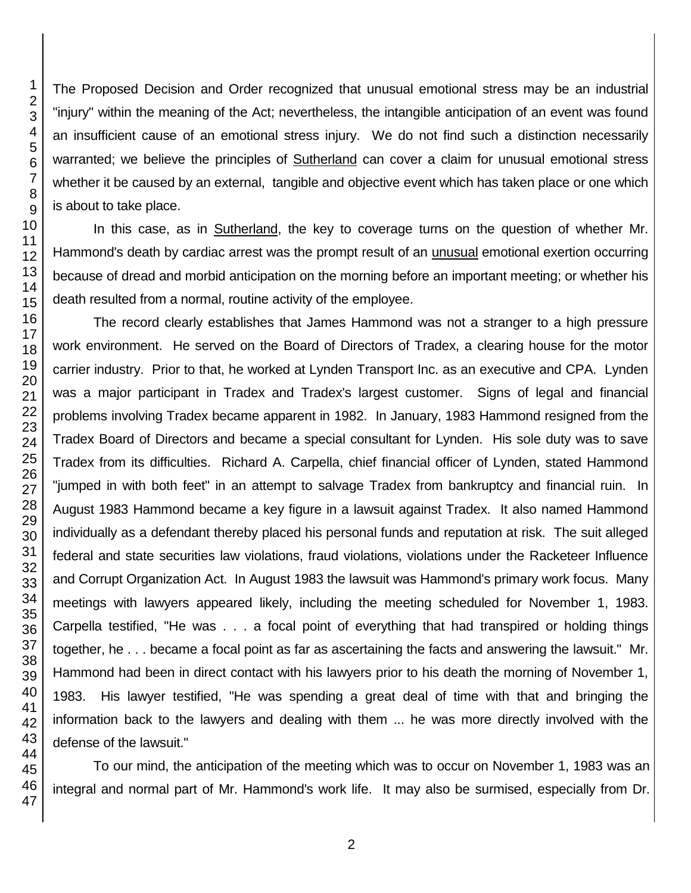The Proposed Decision and Order recognized that unusual emotional stress may be an industrial "injury" within the meaning of the Act; nevertheless, the intangible anticipation of an event was found an insufficient cause of an emotional stress injury. We do not find such a distinction necessarily warranted; we believe the principles of Sutherland can cover a claim for unusual emotional stress whether it be caused by an external, tangible and objective event which has taken place or one which is about to take place.

In this case, as in Sutherland, the key to coverage turns on the question of whether Mr. Hammond's death by cardiac arrest was the prompt result of an unusual emotional exertion occurring because of dread and morbid anticipation on the morning before an important meeting; or whether his death resulted from a normal, routine activity of the employee.

The record clearly establishes that James Hammond was not a stranger to a high pressure work environment. He served on the Board of Directors of Tradex, a clearing house for the motor carrier industry. Prior to that, he worked at Lynden Transport Inc. as an executive and CPA. Lynden was a major participant in Tradex and Tradex's largest customer. Signs of legal and financial problems involving Tradex became apparent in 1982. In January, 1983 Hammond resigned from the Tradex Board of Directors and became a special consultant for Lynden. His sole duty was to save Tradex from its difficulties. Richard A. Carpella, chief financial officer of Lynden, stated Hammond "jumped in with both feet" in an attempt to salvage Tradex from bankruptcy and financial ruin. In August 1983 Hammond became a key figure in a lawsuit against Tradex. It also named Hammond individually as a defendant thereby placed his personal funds and reputation at risk. The suit alleged federal and state securities law violations, fraud violations, violations under the Racketeer Influence and Corrupt Organization Act. In August 1983 the lawsuit was Hammond's primary work focus. Many meetings with lawyers appeared likely, including the meeting scheduled for November 1, 1983. Carpella testified, "He was . . . a focal point of everything that had transpired or holding things together, he . . . became a focal point as far as ascertaining the facts and answering the lawsuit." Mr. Hammond had been in direct contact with his lawyers prior to his death the morning of November 1, 1983. His lawyer testified, "He was spending a great deal of time with that and bringing the information back to the lawyers and dealing with them ... he was more directly involved with the defense of the lawsuit."

To our mind, the anticipation of the meeting which was to occur on November 1, 1983 was an integral and normal part of Mr. Hammond's work life. It may also be surmised, especially from Dr.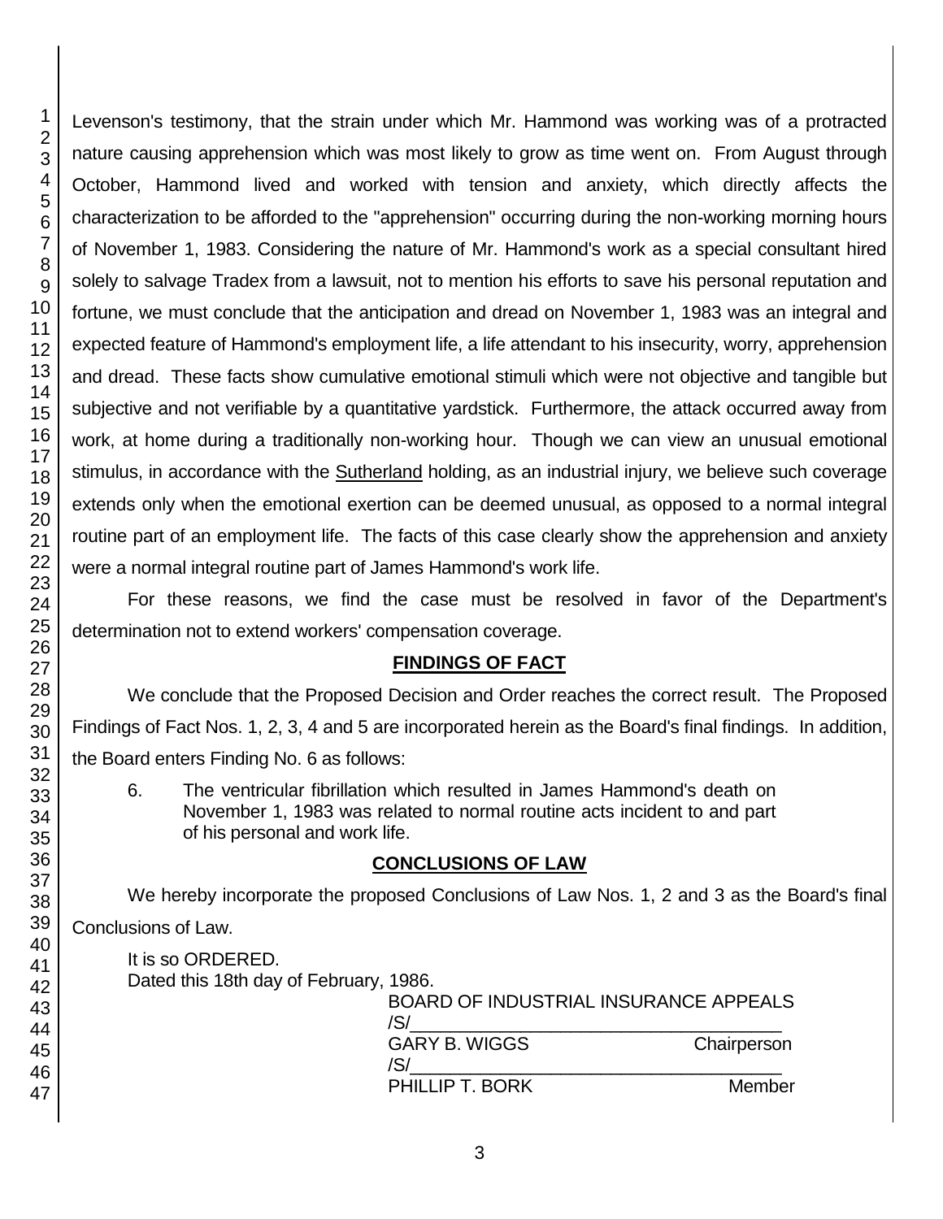Levenson's testimony, that the strain under which Mr. Hammond was working was of a protracted nature causing apprehension which was most likely to grow as time went on. From August through October, Hammond lived and worked with tension and anxiety, which directly affects the characterization to be afforded to the "apprehension" occurring during the non-working morning hours of November 1, 1983. Considering the nature of Mr. Hammond's work as a special consultant hired solely to salvage Tradex from a lawsuit, not to mention his efforts to save his personal reputation and fortune, we must conclude that the anticipation and dread on November 1, 1983 was an integral and expected feature of Hammond's employment life, a life attendant to his insecurity, worry, apprehension and dread. These facts show cumulative emotional stimuli which were not objective and tangible but subjective and not verifiable by a quantitative yardstick. Furthermore, the attack occurred away from work, at home during a traditionally non-working hour. Though we can view an unusual emotional stimulus, in accordance with the Sutherland holding, as an industrial injury, we believe such coverage extends only when the emotional exertion can be deemed unusual, as opposed to a normal integral routine part of an employment life. The facts of this case clearly show the apprehension and anxiety were a normal integral routine part of James Hammond's work life.

For these reasons, we find the case must be resolved in favor of the Department's determination not to extend workers' compensation coverage.

## FINDINGS OF FACT

We conclude that the Proposed Decision and Order reaches the correct result. The Proposed Findings of Fact Nos. 1, 2, 3, 4 and 5 are incorporated herein as the Board's final findings. In addition, the Board enters Finding No. 6 as follows:

6. The ventricular fibrillation which resulted in James Hammond's death on November 1, 1983 was related to normal routine acts incident to and part of his personal and work life.

## CONCLUSIONS OF LAW

We hereby incorporate the proposed Conclusions of Law Nos. 1, 2 and 3 as the Board's final Conclusions of Law.

It is so ORDERED.

Dated this 18th day of February, 1986.

BOARD OF INDUSTRIAL INSURANCE APPEALS

/S/________________________________________

GARY B. WIGGS Chairperson

/S/________________________________________

PHILLIP T. BORK Member